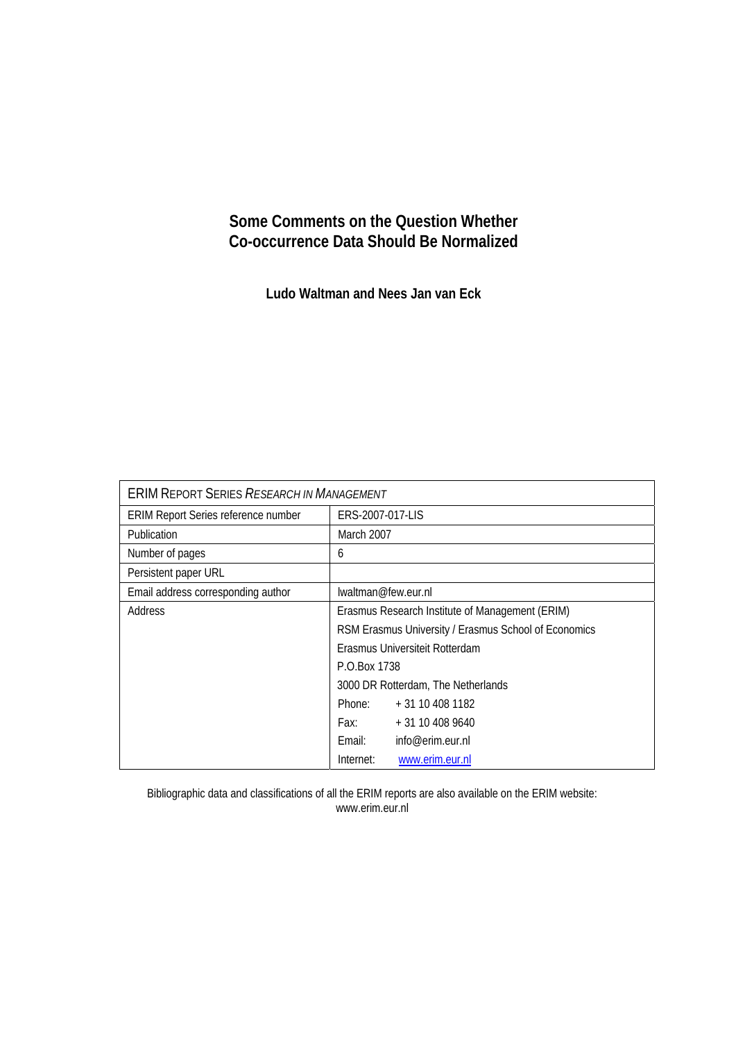# Some Comments on the Question Whether Co-occurrence Data Should Be Normalized

**Ludo Waltman and Nees Jan van Eck**

| ERIM REPORT SERIES *RESEARCH IN MANAGEMENT* | |
|---|---|
| ERIM Report Series reference number | ERS-2007-017-LIS |
| Publication | March 2007 |
| Number of pages | 6 |
| Persistent paper URL | |
| Email address corresponding author | lwaltman@few.eur.nl |
| Address | Erasmus Research Institute of Management (ERIM) |
| | RSM Erasmus University / Erasmus School of Economics |
| | Erasmus Universiteit Rotterdam |
| | P.O.Box 1738 |
| | 3000 DR Rotterdam, The Netherlands |
| | Phone: + 31 10 408 1182 |
| | Fax: + 31 10 408 9640 |
| | Email: info@erim.eur.nl |
| | Internet: www.erim.eur.nl |

Bibliographic data and classifications of all the ERIM reports are also available on the ERIM website:
www.erim.eur.nl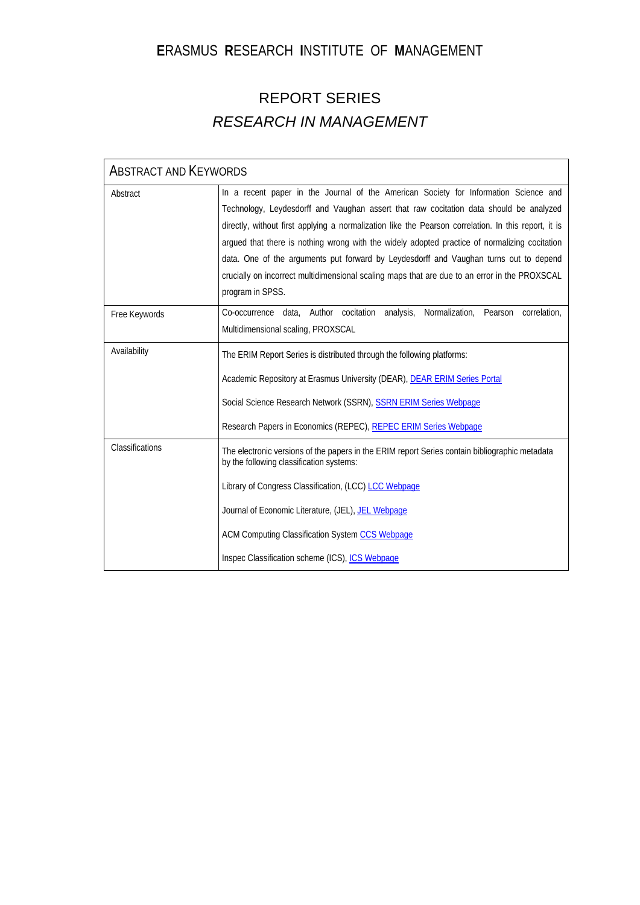# **E**RASMUS **R**ESEARCH **I**NSTITUTE OF **M**ANAGEMENT

## REPORT SERIES
## *RESEARCH IN MANAGEMENT*

| ABSTRACT AND KEYWORDS | |
|---|---|
| Abstract | In a recent paper in the Journal of the American Society for Information Science and Technology, Leydesdorff and Vaughan assert that raw cocitation data should be analyzed directly, without first applying a normalization like the Pearson correlation. In this report, it is argued that there is nothing wrong with the widely adopted practice of normalizing cocitation data. One of the arguments put forward by Leydesdorff and Vaughan turns out to depend crucially on incorrect multidimensional scaling maps that are due to an error in the PROXSCAL program in SPSS. |
| Free Keywords | Co-occurrence data, Author cocitation analysis, Normalization, Pearson correlation, Multidimensional scaling, PROXSCAL |
| Availability | The ERIM Report Series is distributed through the following platforms:<br><br>Academic Repository at Erasmus University (DEAR), DEAR ERIM Series Portal<br><br>Social Science Research Network (SSRN), SSRN ERIM Series Webpage<br><br>Research Papers in Economics (REPEC), REPEC ERIM Series Webpage |
| Classifications | The electronic versions of the papers in the ERIM report Series contain bibliographic metadata by the following classification systems:<br><br>Library of Congress Classification, (LCC) LCC Webpage<br><br>Journal of Economic Literature, (JEL), JEL Webpage<br><br>ACM Computing Classification System CCS Webpage<br><br>Inspec Classification scheme (ICS), ICS Webpage |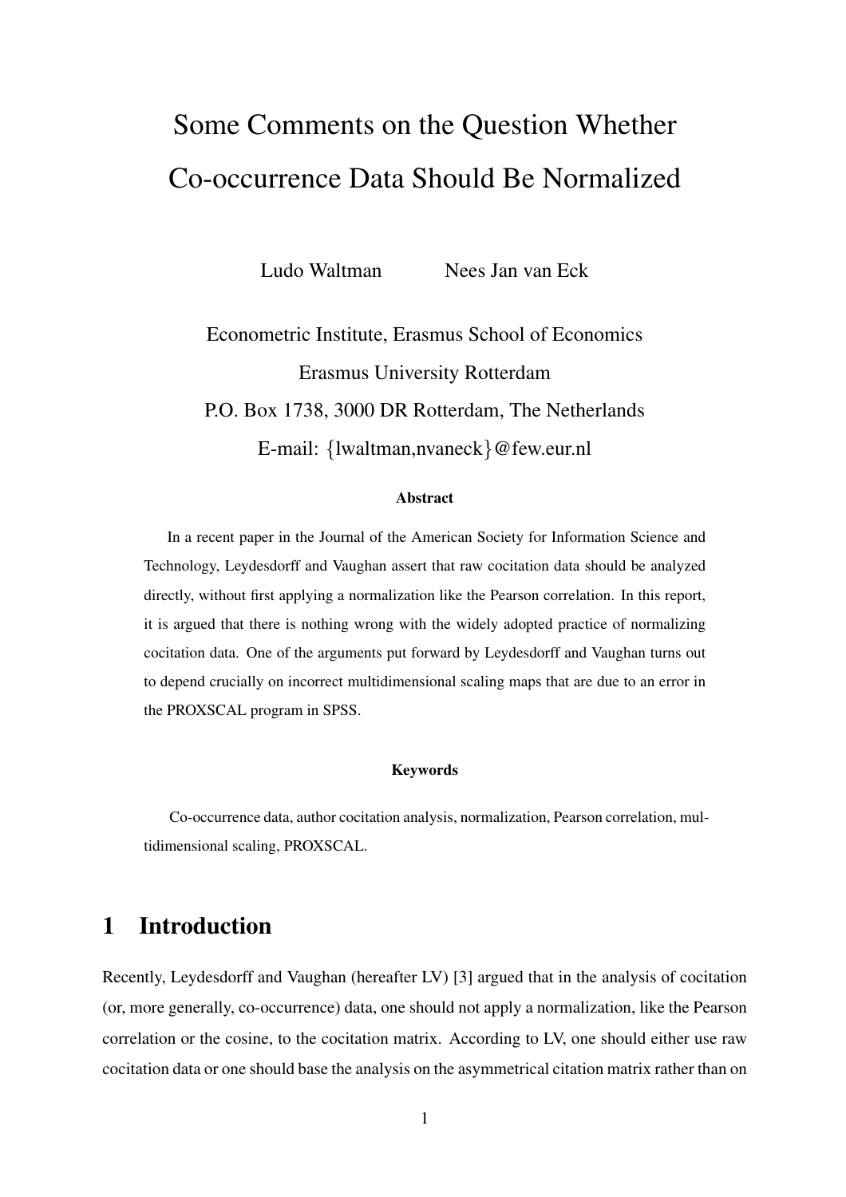# Some Comments on the Question Whether Co-occurrence Data Should Be Normalized

Ludo Waltman  Nees Jan van Eck

Econometric Institute, Erasmus School of Economics

Erasmus University Rotterdam

P.O. Box 1738, 3000 DR Rotterdam, The Netherlands

E-mail: {lwaltman,nvaneck}@few.eur.nl

### Abstract

In a recent paper in the Journal of the American Society for Information Science and Technology, Leydesdorff and Vaughan assert that raw cocitation data should be analyzed directly, without first applying a normalization like the Pearson correlation. In this report, it is argued that there is nothing wrong with the widely adopted practice of normalizing cocitation data. One of the arguments put forward by Leydesdorff and Vaughan turns out to depend crucially on incorrect multidimensional scaling maps that are due to an error in the PROXSCAL program in SPSS.

### Keywords

Co-occurrence data, author cocitation analysis, normalization, Pearson correlation, multidimensional scaling, PROXSCAL.

## 1 Introduction

Recently, Leydesdorff and Vaughan (hereafter LV) [3] argued that in the analysis of cocitation (or, more generally, co-occurrence) data, one should not apply a normalization, like the Pearson correlation or the cosine, to the cocitation matrix. According to LV, one should either use raw cocitation data or one should base the analysis on the asymmetrical citation matrix rather than on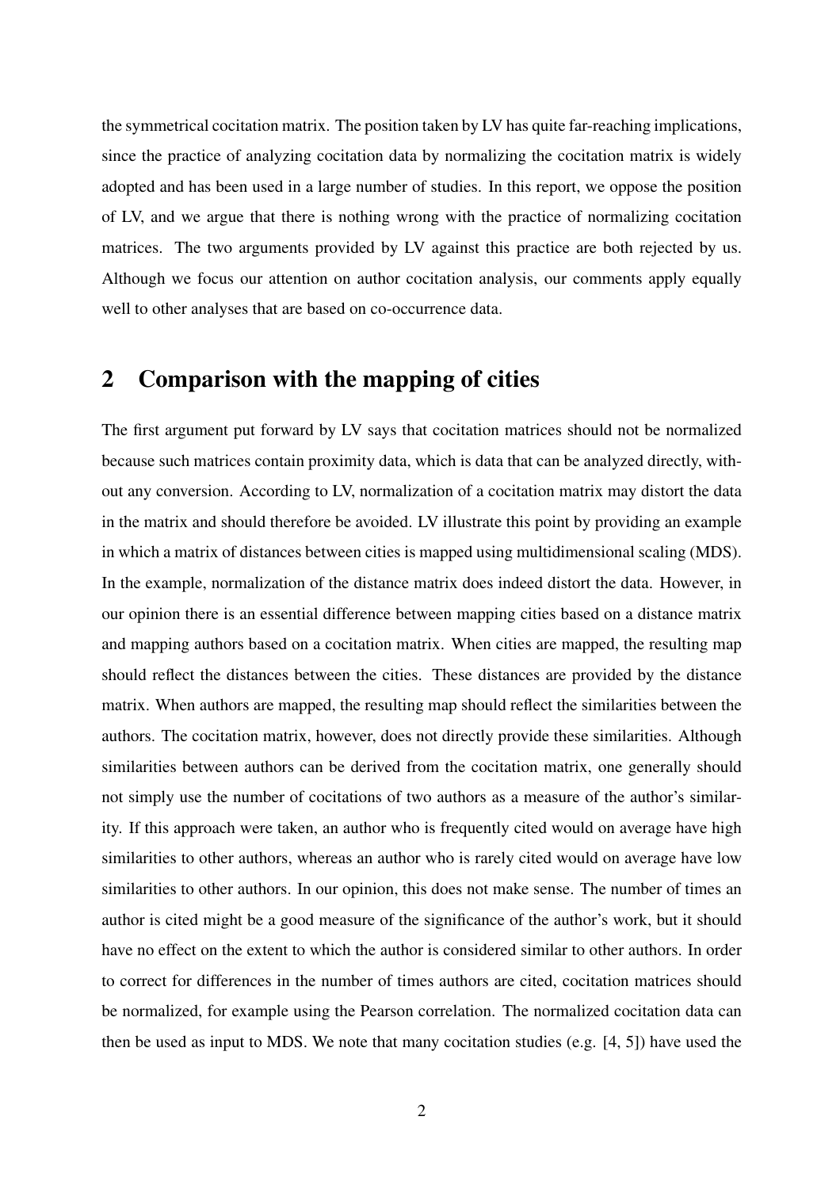the symmetrical cocitation matrix. The position taken by LV has quite far-reaching implications, since the practice of analyzing cocitation data by normalizing the cocitation matrix is widely adopted and has been used in a large number of studies. In this report, we oppose the position of LV, and we argue that there is nothing wrong with the practice of normalizing cocitation matrices. The two arguments provided by LV against this practice are both rejected by us. Although we focus our attention on author cocitation analysis, our comments apply equally well to other analyses that are based on co-occurrence data.

## 2 Comparison with the mapping of cities

The first argument put forward by LV says that cocitation matrices should not be normalized because such matrices contain proximity data, which is data that can be analyzed directly, without any conversion. According to LV, normalization of a cocitation matrix may distort the data in the matrix and should therefore be avoided. LV illustrate this point by providing an example in which a matrix of distances between cities is mapped using multidimensional scaling (MDS). In the example, normalization of the distance matrix does indeed distort the data. However, in our opinion there is an essential difference between mapping cities based on a distance matrix and mapping authors based on a cocitation matrix. When cities are mapped, the resulting map should reflect the distances between the cities. These distances are provided by the distance matrix. When authors are mapped, the resulting map should reflect the similarities between the authors. The cocitation matrix, however, does not directly provide these similarities. Although similarities between authors can be derived from the cocitation matrix, one generally should not simply use the number of cocitations of two authors as a measure of the author's similarity. If this approach were taken, an author who is frequently cited would on average have high similarities to other authors, whereas an author who is rarely cited would on average have low similarities to other authors. In our opinion, this does not make sense. The number of times an author is cited might be a good measure of the significance of the author's work, but it should have no effect on the extent to which the author is considered similar to other authors. In order to correct for differences in the number of times authors are cited, cocitation matrices should be normalized, for example using the Pearson correlation. The normalized cocitation data can then be used as input to MDS. We note that many cocitation studies (e.g. [4, 5]) have used the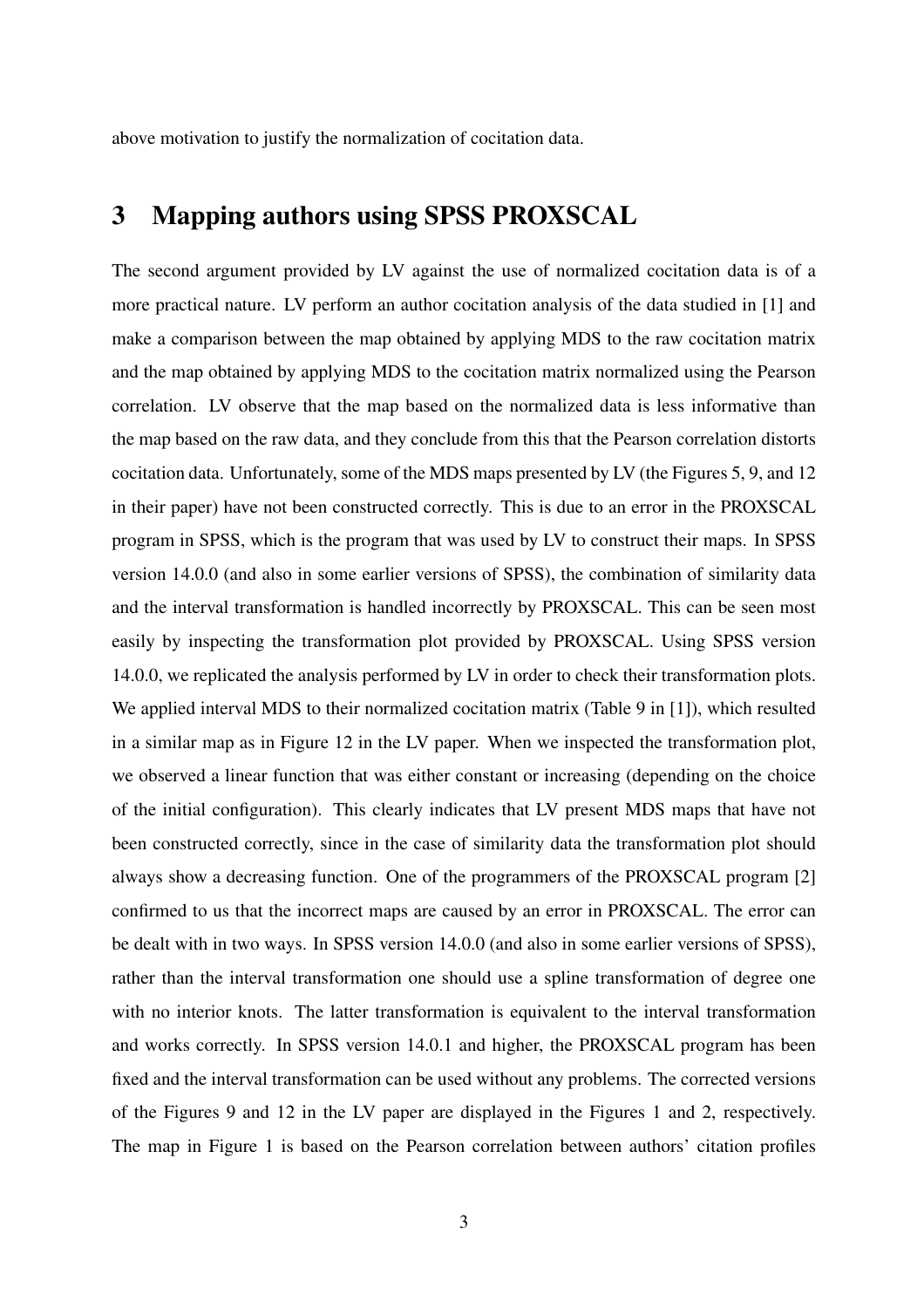above motivation to justify the normalization of cocitation data.

## 3 Mapping authors using SPSS PROXSCAL

The second argument provided by LV against the use of normalized cocitation data is of a more practical nature. LV perform an author cocitation analysis of the data studied in [1] and make a comparison between the map obtained by applying MDS to the raw cocitation matrix and the map obtained by applying MDS to the cocitation matrix normalized using the Pearson correlation. LV observe that the map based on the normalized data is less informative than the map based on the raw data, and they conclude from this that the Pearson correlation distorts cocitation data. Unfortunately, some of the MDS maps presented by LV (the Figures 5, 9, and 12 in their paper) have not been constructed correctly. This is due to an error in the PROXSCAL program in SPSS, which is the program that was used by LV to construct their maps. In SPSS version 14.0.0 (and also in some earlier versions of SPSS), the combination of similarity data and the interval transformation is handled incorrectly by PROXSCAL. This can be seen most easily by inspecting the transformation plot provided by PROXSCAL. Using SPSS version 14.0.0, we replicated the analysis performed by LV in order to check their transformation plots. We applied interval MDS to their normalized cocitation matrix (Table 9 in [1]), which resulted in a similar map as in Figure 12 in the LV paper. When we inspected the transformation plot, we observed a linear function that was either constant or increasing (depending on the choice of the initial configuration). This clearly indicates that LV present MDS maps that have not been constructed correctly, since in the case of similarity data the transformation plot should always show a decreasing function. One of the programmers of the PROXSCAL program [2] confirmed to us that the incorrect maps are caused by an error in PROXSCAL. The error can be dealt with in two ways. In SPSS version 14.0.0 (and also in some earlier versions of SPSS), rather than the interval transformation one should use a spline transformation of degree one with no interior knots. The latter transformation is equivalent to the interval transformation and works correctly. In SPSS version 14.0.1 and higher, the PROXSCAL program has been fixed and the interval transformation can be used without any problems. The corrected versions of the Figures 9 and 12 in the LV paper are displayed in the Figures 1 and 2, respectively. The map in Figure 1 is based on the Pearson correlation between authors' citation profiles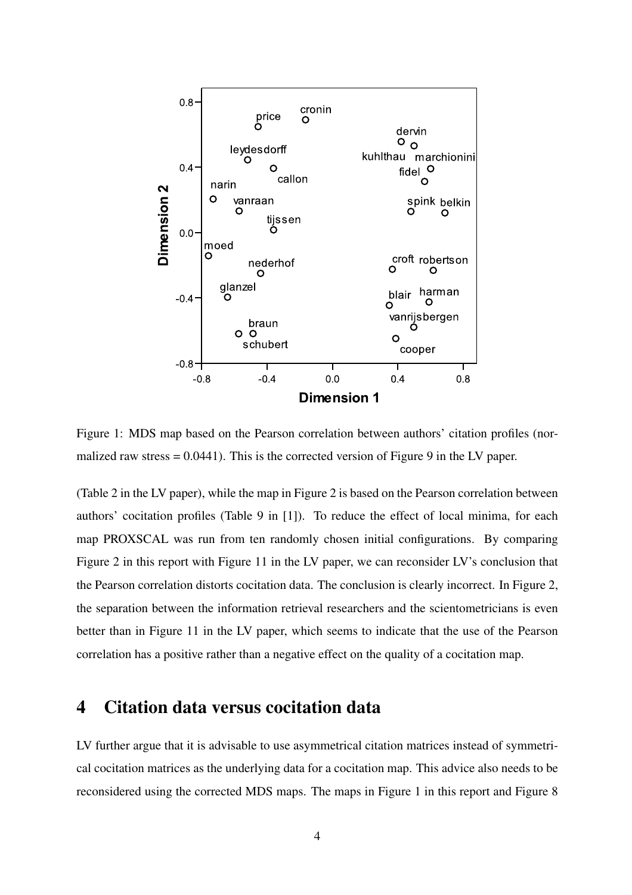Figure 1: MDS map based on the Pearson correlation between authors' citation profiles (normalized raw stress = 0.0441). This is the corrected version of Figure 9 in the LV paper.

(Table 2 in the LV paper), while the map in Figure 2 is based on the Pearson correlation between authors' cocitation profiles (Table 9 in [1]). To reduce the effect of local minima, for each map PROXSCAL was run from ten randomly chosen initial configurations. By comparing Figure 2 in this report with Figure 11 in the LV paper, we can reconsider LV's conclusion that the Pearson correlation distorts cocitation data. The conclusion is clearly incorrect. In Figure 2, the separation between the information retrieval researchers and the scientometricians is even better than in Figure 11 in the LV paper, which seems to indicate that the use of the Pearson correlation has a positive rather than a negative effect on the quality of a cocitation map.

## 4 Citation data versus cocitation data

LV further argue that it is advisable to use asymmetrical citation matrices instead of symmetrical cocitation matrices as the underlying data for a cocitation map. This advice also needs to be reconsidered using the corrected MDS maps. The maps in Figure 1 in this report and Figure 8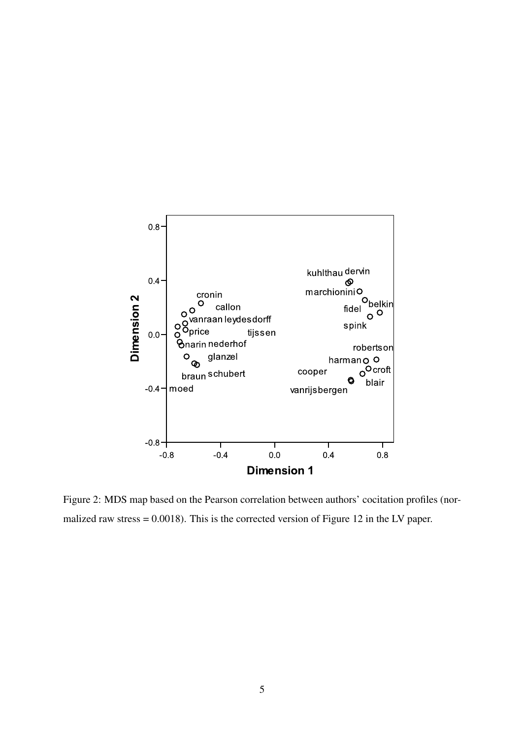Figure 2: MDS map based on the Pearson correlation between authors' cocitation profiles (normalized raw stress = 0.0018). This is the corrected version of Figure 12 in the LV paper.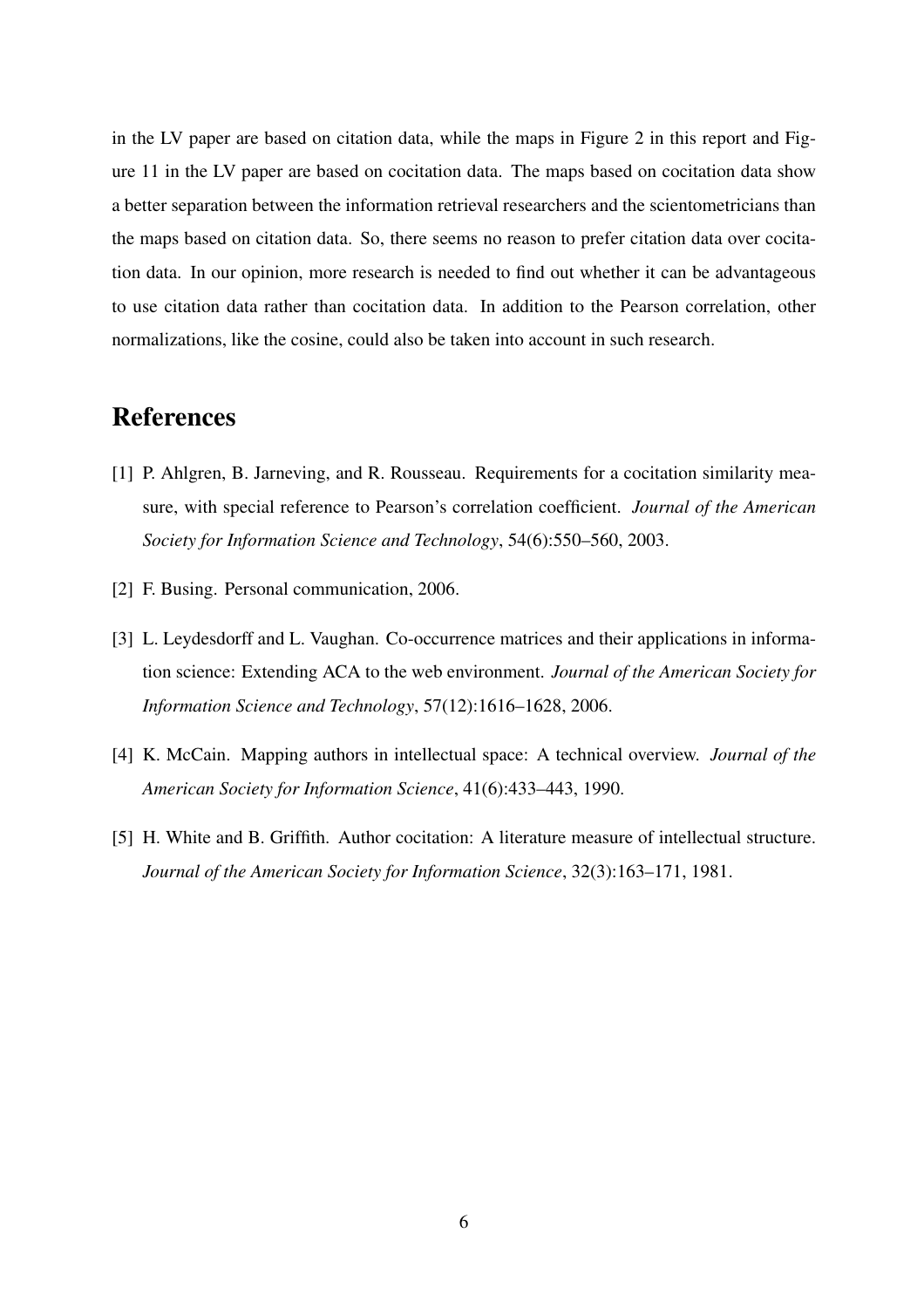in the LV paper are based on citation data, while the maps in Figure 2 in this report and Figure 11 in the LV paper are based on cocitation data. The maps based on cocitation data show a better separation between the information retrieval researchers and the scientometricians than the maps based on citation data. So, there seems no reason to prefer citation data over cocitation data. In our opinion, more research is needed to find out whether it can be advantageous to use citation data rather than cocitation data. In addition to the Pearson correlation, other normalizations, like the cosine, could also be taken into account in such research.

## References

[1] P. Ahlgren, B. Jarneving, and R. Rousseau. Requirements for a cocitation similarity measure, with special reference to Pearson's correlation coefficient. *Journal of the American Society for Information Science and Technology*, 54(6):550–560, 2003.

[2] F. Busing. Personal communication, 2006.

[3] L. Leydesdorff and L. Vaughan. Co-occurrence matrices and their applications in information science: Extending ACA to the web environment. *Journal of the American Society for Information Science and Technology*, 57(12):1616–1628, 2006.

[4] K. McCain. Mapping authors in intellectual space: A technical overview. *Journal of the American Society for Information Science*, 41(6):433–443, 1990.

[5] H. White and B. Griffith. Author cocitation: A literature measure of intellectual structure. *Journal of the American Society for Information Science*, 32(3):163–171, 1981.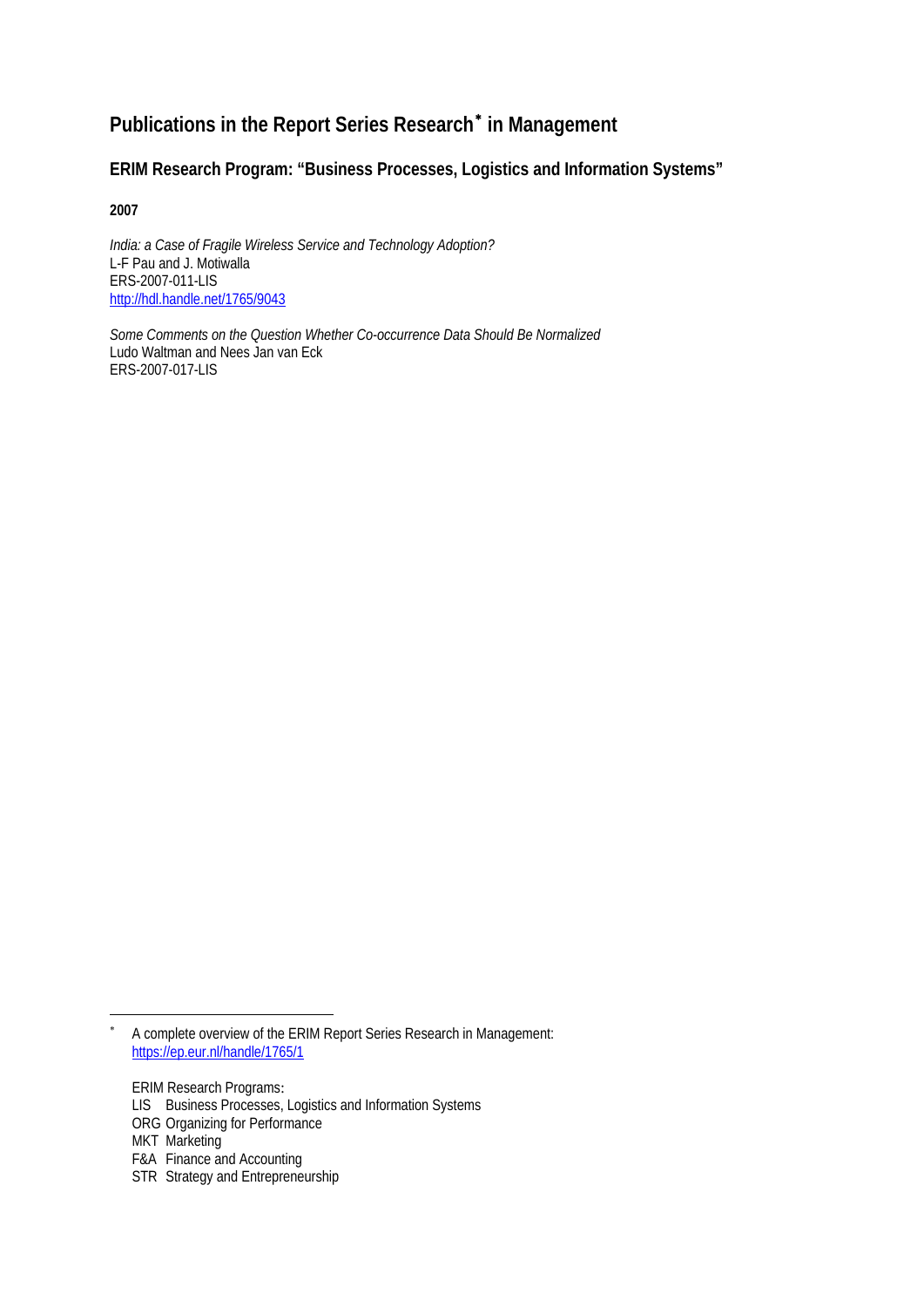# Publications in the Report Series Research* in Management

## ERIM Research Program: "Business Processes, Logistics and Information Systems"

**2007**

*India: a Case of Fragile Wireless Service and Technology Adoption?*
L-F Pau and J. Motiwalla
ERS-2007-011-LIS
http://hdl.handle.net/1765/9043

*Some Comments on the Question Whether Co-occurrence Data Should Be Normalized*
Ludo Waltman and Nees Jan van Eck
ERS-2007-017-LIS

---

* A complete overview of the ERIM Report Series Research in Management:
https://ep.eur.nl/handle/1765/1

ERIM Research Programs:
LIS Business Processes, Logistics and Information Systems
ORG Organizing for Performance
MKT Marketing
F&A Finance and Accounting
STR Strategy and Entrepreneurship